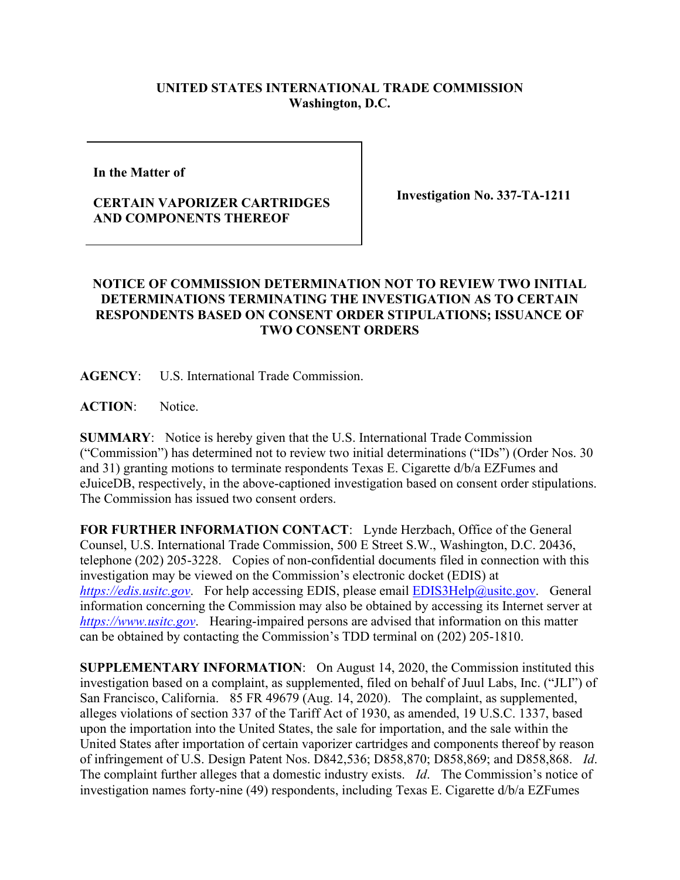**UNITED STATES INTERNATIONAL TRADE COMMISSION**
**Washington, D.C.**

| | |
|---|---|
| **In the Matter of**<br><br>**CERTAIN VAPORIZER CARTRIDGES AND COMPONENTS THEREOF** | **Investigation No. 337-TA-1211** |

**NOTICE OF COMMISSION DETERMINATION NOT TO REVIEW TWO INITIAL DETERMINATIONS TERMINATING THE INVESTIGATION AS TO CERTAIN RESPONDENTS BASED ON CONSENT ORDER STIPULATIONS; ISSUANCE OF TWO CONSENT ORDERS**

**AGENCY**: U.S. International Trade Commission.

**ACTION**: Notice.

**SUMMARY**: Notice is hereby given that the U.S. International Trade Commission ("Commission") has determined not to review two initial determinations ("IDs") (Order Nos. 30 and 31) granting motions to terminate respondents Texas E. Cigarette d/b/a EZFumes and eJuiceDB, respectively, in the above-captioned investigation based on consent order stipulations. The Commission has issued two consent orders.

**FOR FURTHER INFORMATION CONTACT**: Lynde Herzbach, Office of the General Counsel, U.S. International Trade Commission, 500 E Street S.W., Washington, D.C. 20436, telephone (202) 205-3228. Copies of non-confidential documents filed in connection with this investigation may be viewed on the Commission's electronic docket (EDIS) at *https://edis.usitc.gov*. For help accessing EDIS, please email EDIS3Help@usitc.gov. General information concerning the Commission may also be obtained by accessing its Internet server at *https://www.usitc.gov*. Hearing-impaired persons are advised that information on this matter can be obtained by contacting the Commission's TDD terminal on (202) 205-1810.

**SUPPLEMENTARY INFORMATION**: On August 14, 2020, the Commission instituted this investigation based on a complaint, as supplemented, filed on behalf of Juul Labs, Inc. ("JLI") of San Francisco, California. 85 FR 49679 (Aug. 14, 2020). The complaint, as supplemented, alleges violations of section 337 of the Tariff Act of 1930, as amended, 19 U.S.C. 1337, based upon the importation into the United States, the sale for importation, and the sale within the United States after importation of certain vaporizer cartridges and components thereof by reason of infringement of U.S. Design Patent Nos. D842,536; D858,870; D858,869; and D858,868. *Id*. The complaint further alleges that a domestic industry exists. *Id*. The Commission's notice of investigation names forty-nine (49) respondents, including Texas E. Cigarette d/b/a EZFumes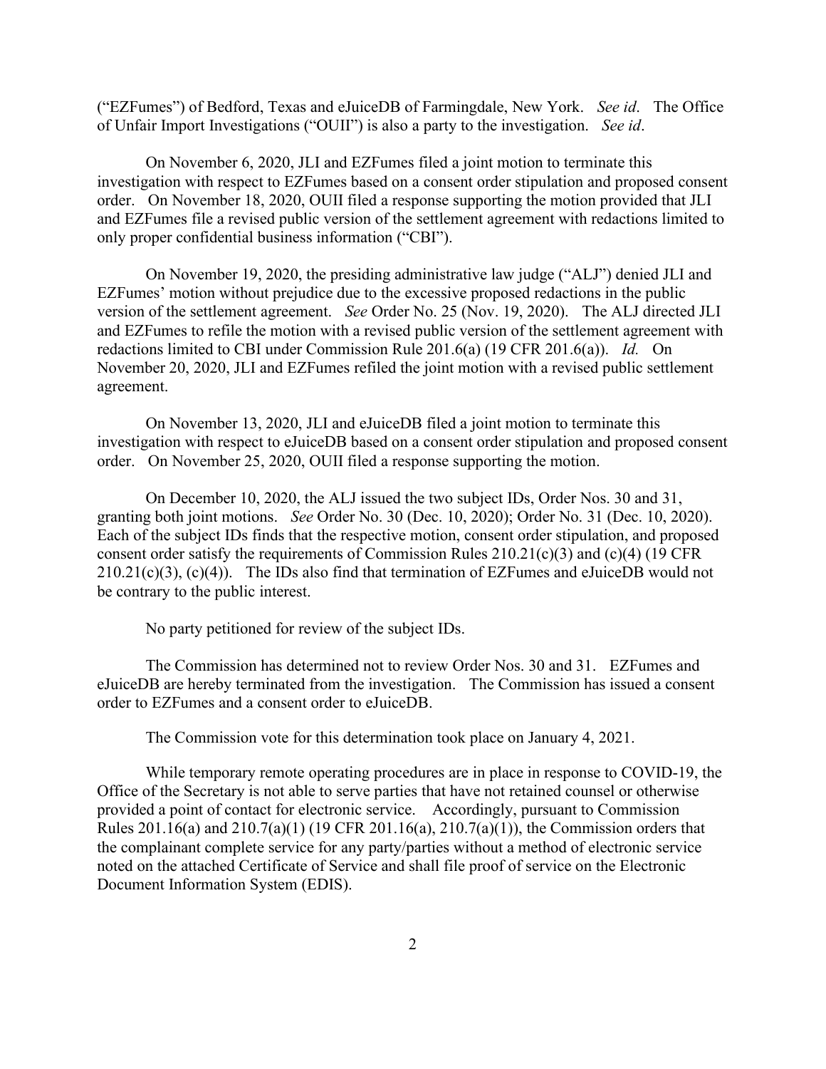("EZFumes") of Bedford, Texas and eJuiceDB of Farmingdale, New York. *See id*. The Office of Unfair Import Investigations ("OUII") is also a party to the investigation. *See id*.

On November 6, 2020, JLI and EZFumes filed a joint motion to terminate this investigation with respect to EZFumes based on a consent order stipulation and proposed consent order. On November 18, 2020, OUII filed a response supporting the motion provided that JLI and EZFumes file a revised public version of the settlement agreement with redactions limited to only proper confidential business information ("CBI").

On November 19, 2020, the presiding administrative law judge ("ALJ") denied JLI and EZFumes' motion without prejudice due to the excessive proposed redactions in the public version of the settlement agreement. *See* Order No. 25 (Nov. 19, 2020). The ALJ directed JLI and EZFumes to refile the motion with a revised public version of the settlement agreement with redactions limited to CBI under Commission Rule 201.6(a) (19 CFR 201.6(a)). *Id.* On November 20, 2020, JLI and EZFumes refiled the joint motion with a revised public settlement agreement.

On November 13, 2020, JLI and eJuiceDB filed a joint motion to terminate this investigation with respect to eJuiceDB based on a consent order stipulation and proposed consent order. On November 25, 2020, OUII filed a response supporting the motion.

On December 10, 2020, the ALJ issued the two subject IDs, Order Nos. 30 and 31, granting both joint motions. *See* Order No. 30 (Dec. 10, 2020); Order No. 31 (Dec. 10, 2020). Each of the subject IDs finds that the respective motion, consent order stipulation, and proposed consent order satisfy the requirements of Commission Rules 210.21(c)(3) and (c)(4) (19 CFR 210.21(c)(3), (c)(4)). The IDs also find that termination of EZFumes and eJuiceDB would not be contrary to the public interest.

No party petitioned for review of the subject IDs.

The Commission has determined not to review Order Nos. 30 and 31. EZFumes and eJuiceDB are hereby terminated from the investigation. The Commission has issued a consent order to EZFumes and a consent order to eJuiceDB.

The Commission vote for this determination took place on January 4, 2021.

While temporary remote operating procedures are in place in response to COVID-19, the Office of the Secretary is not able to serve parties that have not retained counsel or otherwise provided a point of contact for electronic service. Accordingly, pursuant to Commission Rules 201.16(a) and 210.7(a)(1) (19 CFR 201.16(a), 210.7(a)(1)), the Commission orders that the complainant complete service for any party/parties without a method of electronic service noted on the attached Certificate of Service and shall file proof of service on the Electronic Document Information System (EDIS).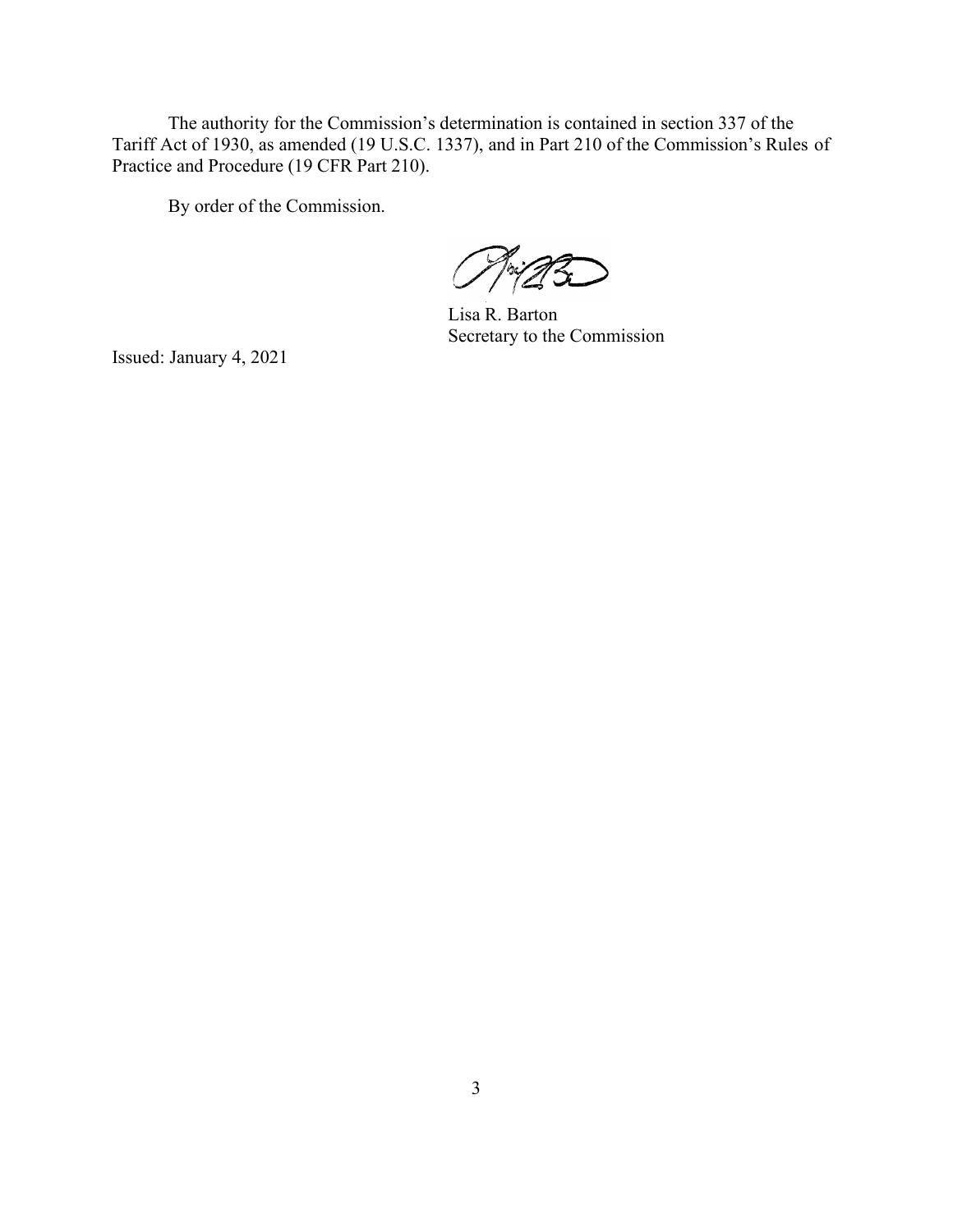The authority for the Commission's determination is contained in section 337 of the Tariff Act of 1930, as amended (19 U.S.C. 1337), and in Part 210 of the Commission's Rules of Practice and Procedure (19 CFR Part 210).

By order of the Commission.

Lisa R. Barton
Secretary to the Commission

Issued: January 4, 2021